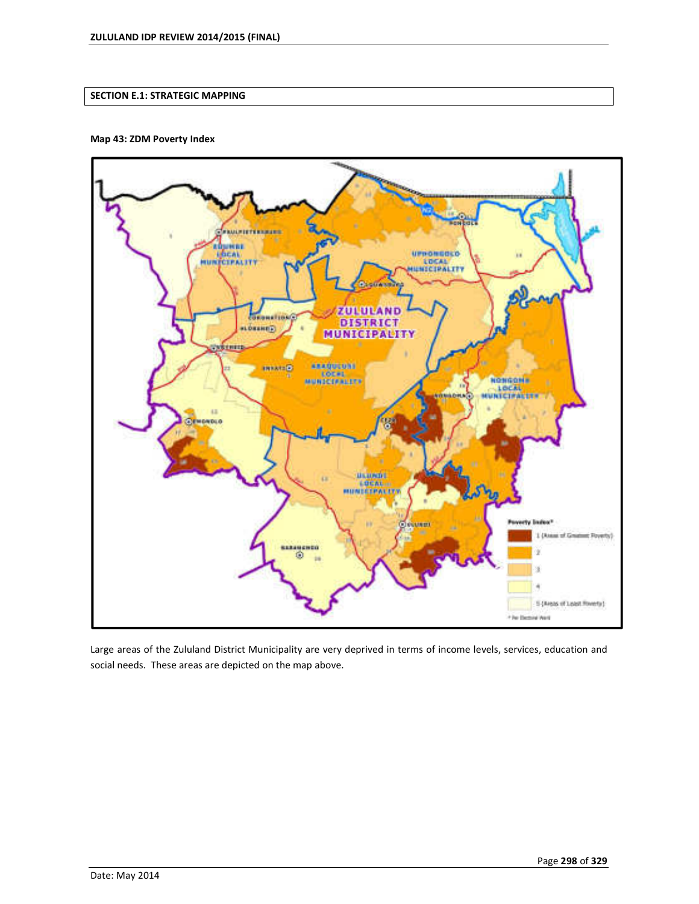## SECTION E.1: STRATEGIC MAPPING

**Map 43: ZDM Poverty Index**

Large areas of the Zululand District Municipality are very deprived in terms of income levels, services, education and social needs. These areas are depicted on the map above.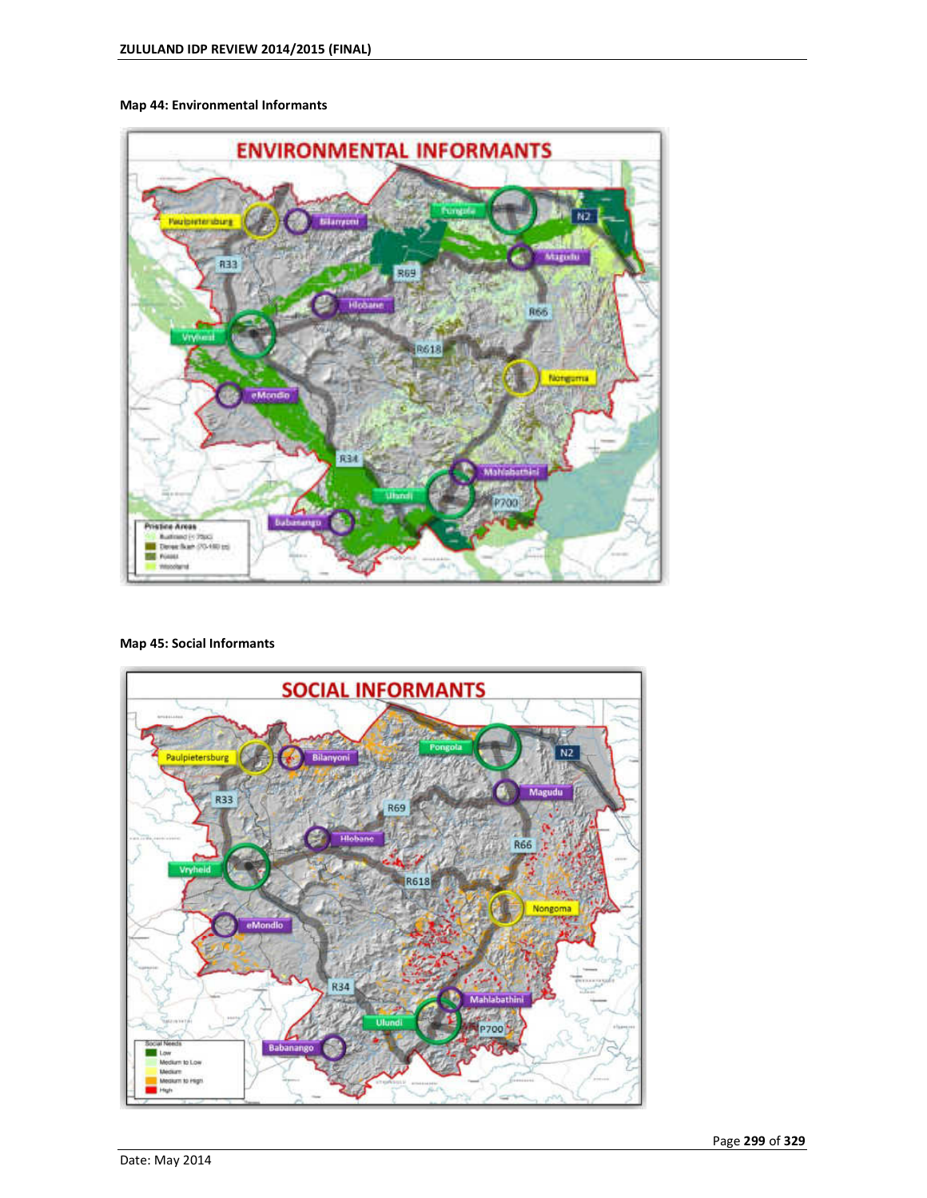**Map 44: Environmental Informants**

**Map 45: Social Informants**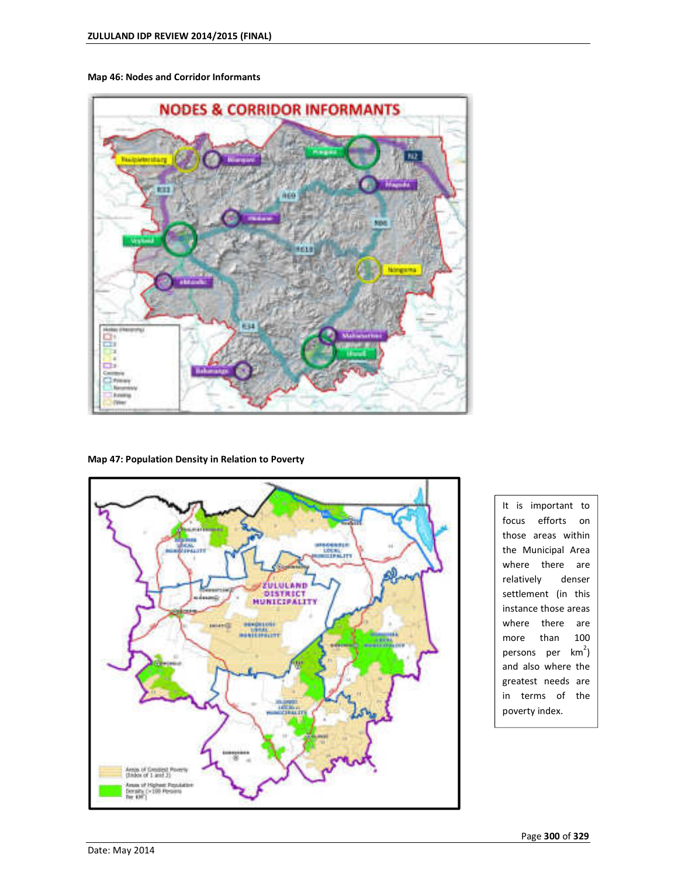**Map 46: Nodes and Corridor Informants**

**Map 47: Population Density in Relation to Poverty**

It is important to focus efforts on those areas within the Municipal Area where there are relatively denser settlement (in this instance those areas where there are more than 100 persons per km$^2$) and also where the greatest needs are in terms of the poverty index.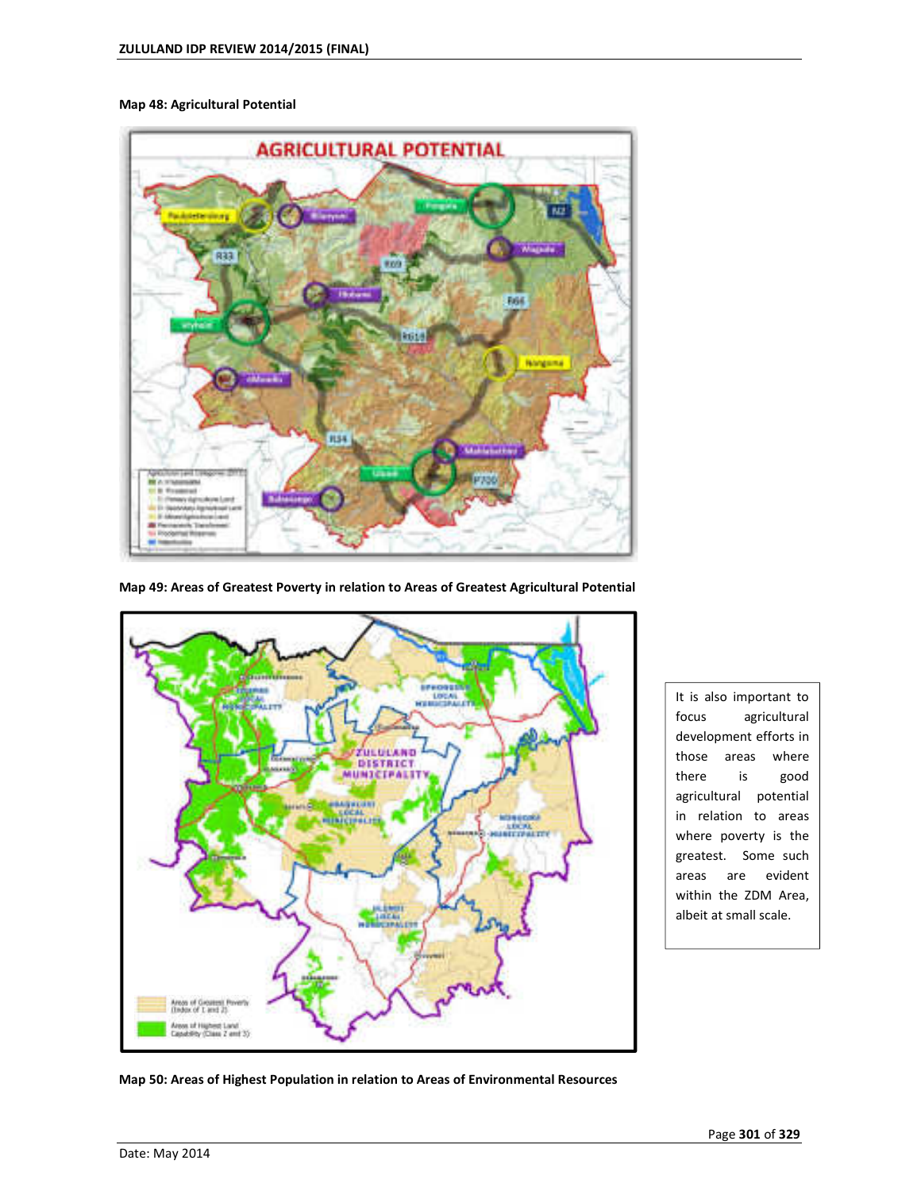**Map 48: Agricultural Potential**

**Map 49: Areas of Greatest Poverty in relation to Areas of Greatest Agricultural Potential**

It is also important to focus agricultural development efforts in those areas where there is good agricultural potential in relation to areas where poverty is the greatest. Some such areas are evident within the ZDM Area, albeit at small scale.

**Map 50: Areas of Highest Population in relation to Areas of Environmental Resources**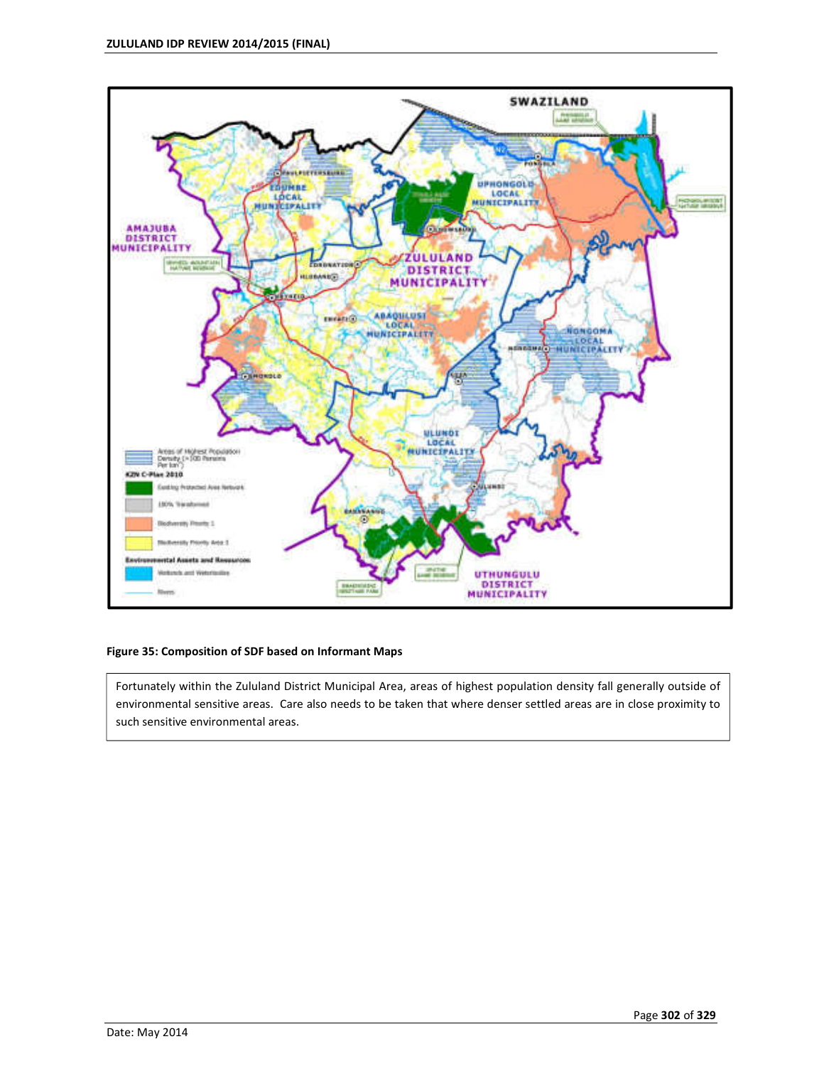**Figure 35: Composition of SDF based on Informant Maps**

Fortunately within the Zululand District Municipal Area, areas of highest population density fall generally outside of environmental sensitive areas. Care also needs to be taken that where denser settled areas are in close proximity to such sensitive environmental areas.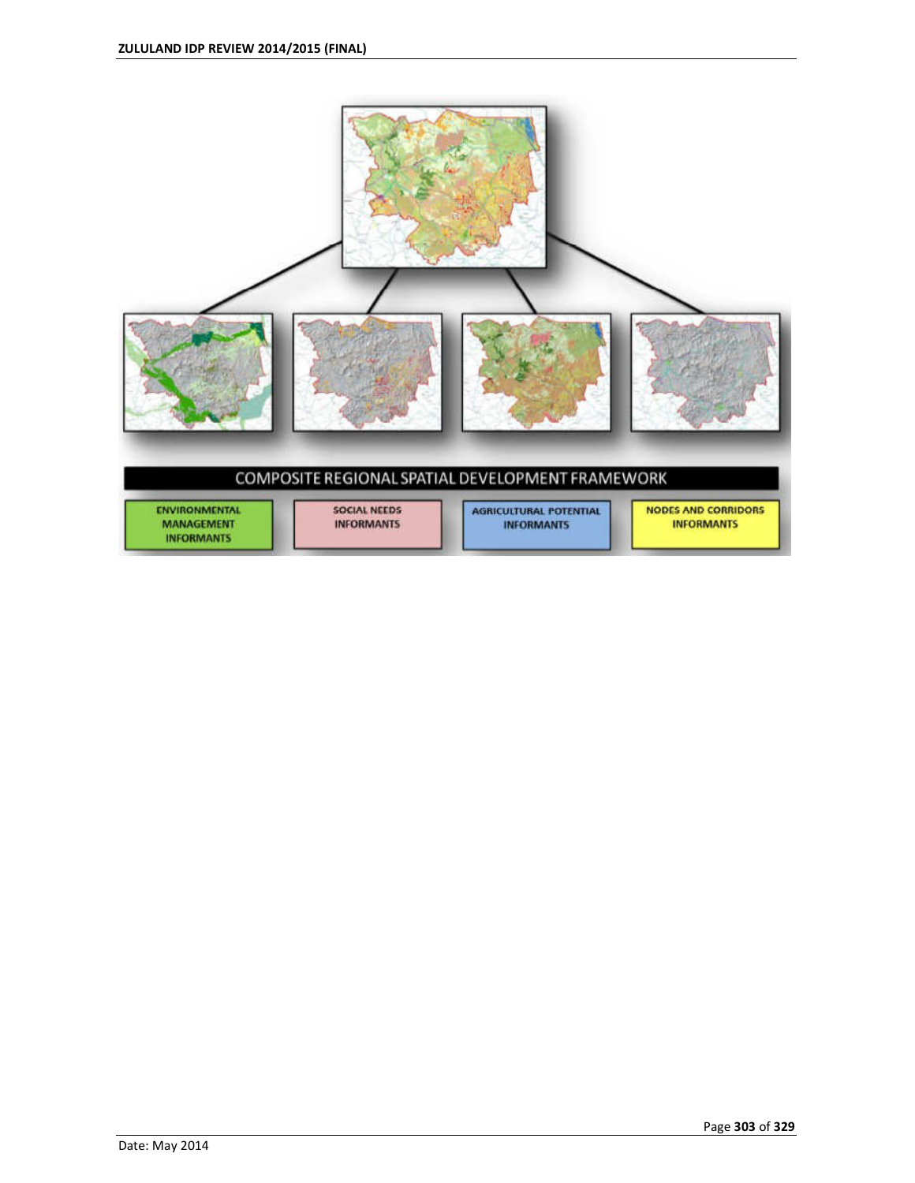COMPOSITE REGIONAL SPATIAL DEVELOPMENT FRAMEWORK

| ENVIRONMENTAL MANAGEMENT INFORMANTS | SOCIAL NEEDS INFORMANTS | AGRICULTURAL POTENTIAL INFORMANTS | NODES AND CORRIDORS INFORMANTS |
|---|---|---|---|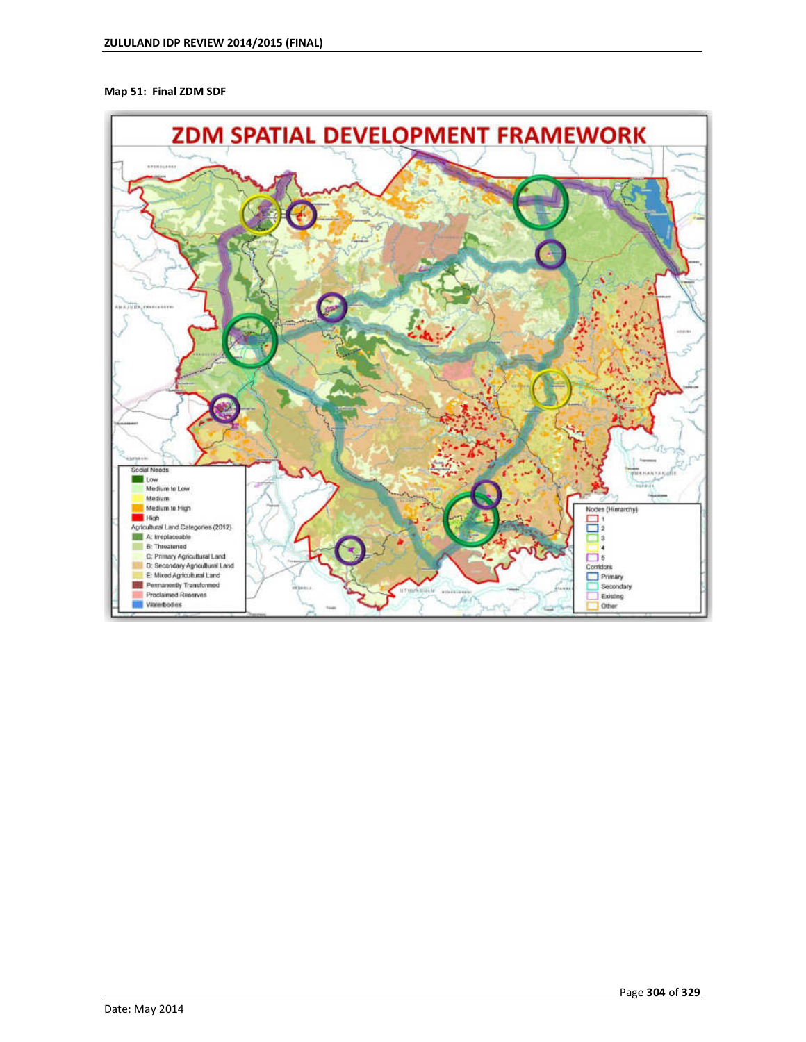**Map 51: Final ZDM SDF**

ZDM SPATIAL DEVELOPMENT FRAMEWORK

Social Needs
Low
Medium to Low
Medium
Medium to High
High
Agricultural Land Categories (2012)
A: Irreplaceable
B: Threatened
C: Primary Agricultural Land
D: Secondary Agricultural Land
E: Mixed Agricultural Land
Permanently Transformed
Proclaimed Reserves
Waterbodies

Nodes (Hierarchy)
1
2
3
4
5
Corridors
Primary
Secondary
Existing
Other